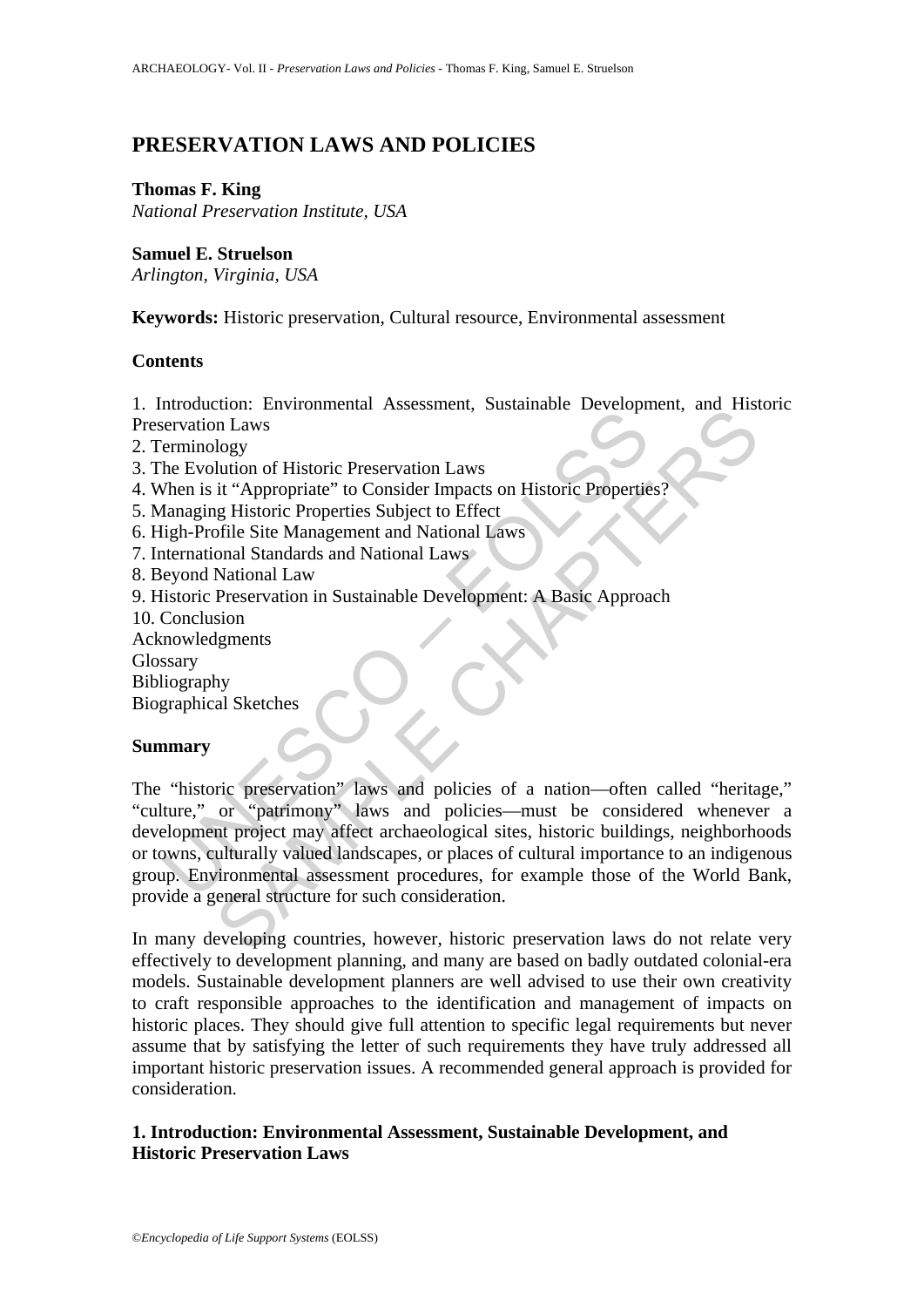# PRESERVATION LAWS AND POLICIES

**Thomas F. King**
*National Preservation Institute, USA*

**Samuel E. Struelson**
*Arlington, Virginia, USA*

**Keywords:** Historic preservation, Cultural resource, Environmental assessment

**Contents**

1. Introduction: Environmental Assessment, Sustainable Development, and Historic Preservation Laws
2. Terminology
3. The Evolution of Historic Preservation Laws
4. When is it "Appropriate" to Consider Impacts on Historic Properties?
5. Managing Historic Properties Subject to Effect
6. High-Profile Site Management and National Laws
7. International Standards and National Laws
8. Beyond National Law
9. Historic Preservation in Sustainable Development: A Basic Approach
10. Conclusion

Acknowledgments
Glossary
Bibliography
Biographical Sketches

**Summary**

The "historic preservation" laws and policies of a nation—often called "heritage," "culture," or "patrimony" laws and policies—must be considered whenever a development project may affect archaeological sites, historic buildings, neighborhoods or towns, culturally valued landscapes, or places of cultural importance to an indigenous group. Environmental assessment procedures, for example those of the World Bank, provide a general structure for such consideration.

In many developing countries, however, historic preservation laws do not relate very effectively to development planning, and many are based on badly outdated colonial-era models. Sustainable development planners are well advised to use their own creativity to craft responsible approaches to the identification and management of impacts on historic places. They should give full attention to specific legal requirements but never assume that by satisfying the letter of such requirements they have truly addressed all important historic preservation issues. A recommended general approach is provided for consideration.

## 1. Introduction: Environmental Assessment, Sustainable Development, and Historic Preservation Laws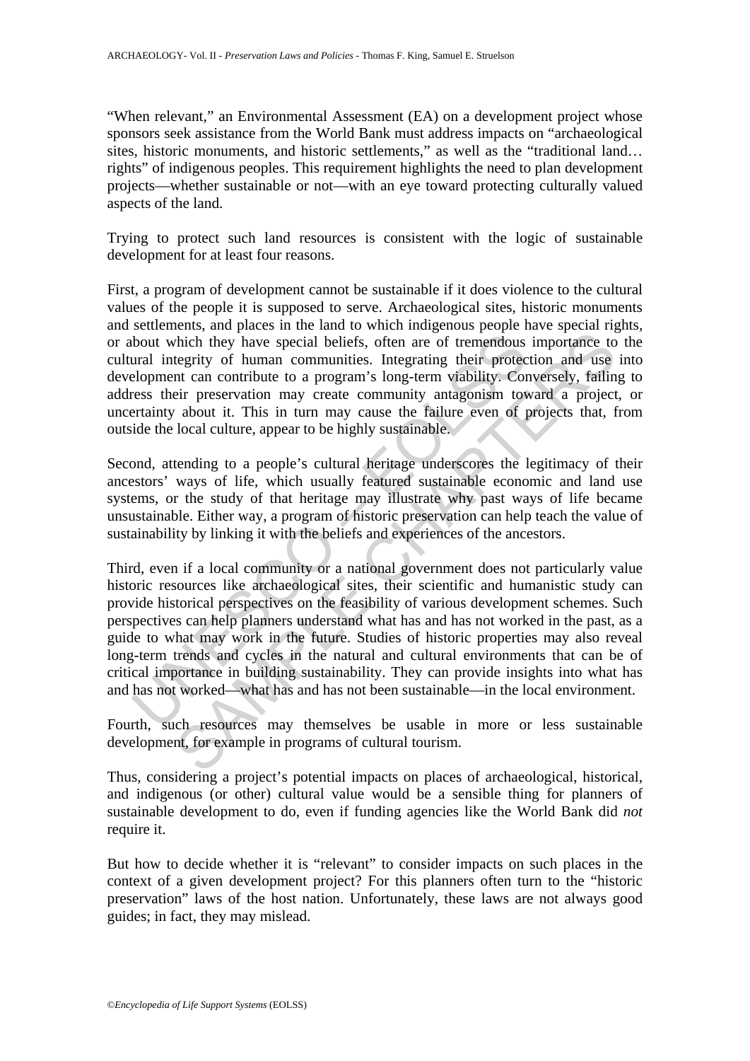"When relevant," an Environmental Assessment (EA) on a development project whose sponsors seek assistance from the World Bank must address impacts on "archaeological sites, historic monuments, and historic settlements," as well as the "traditional land… rights" of indigenous peoples. This requirement highlights the need to plan development projects—whether sustainable or not—with an eye toward protecting culturally valued aspects of the land.

Trying to protect such land resources is consistent with the logic of sustainable development for at least four reasons.

First, a program of development cannot be sustainable if it does violence to the cultural values of the people it is supposed to serve. Archaeological sites, historic monuments and settlements, and places in the land to which indigenous people have special rights, or about which they have special beliefs, often are of tremendous importance to the cultural integrity of human communities. Integrating their protection and use into development can contribute to a program's long-term viability. Conversely, failing to address their preservation may create community antagonism toward a project, or uncertainty about it. This in turn may cause the failure even of projects that, from outside the local culture, appear to be highly sustainable.

Second, attending to a people's cultural heritage underscores the legitimacy of their ancestors' ways of life, which usually featured sustainable economic and land use systems, or the study of that heritage may illustrate why past ways of life became unsustainable. Either way, a program of historic preservation can help teach the value of sustainability by linking it with the beliefs and experiences of the ancestors.

Third, even if a local community or a national government does not particularly value historic resources like archaeological sites, their scientific and humanistic study can provide historical perspectives on the feasibility of various development schemes. Such perspectives can help planners understand what has and has not worked in the past, as a guide to what may work in the future. Studies of historic properties may also reveal long-term trends and cycles in the natural and cultural environments that can be of critical importance in building sustainability. They can provide insights into what has and has not worked—what has and has not been sustainable—in the local environment.

Fourth, such resources may themselves be usable in more or less sustainable development, for example in programs of cultural tourism.

Thus, considering a project's potential impacts on places of archaeological, historical, and indigenous (or other) cultural value would be a sensible thing for planners of sustainable development to do, even if funding agencies like the World Bank did *not* require it.

But how to decide whether it is "relevant" to consider impacts on such places in the context of a given development project? For this planners often turn to the "historic preservation" laws of the host nation. Unfortunately, these laws are not always good guides; in fact, they may mislead.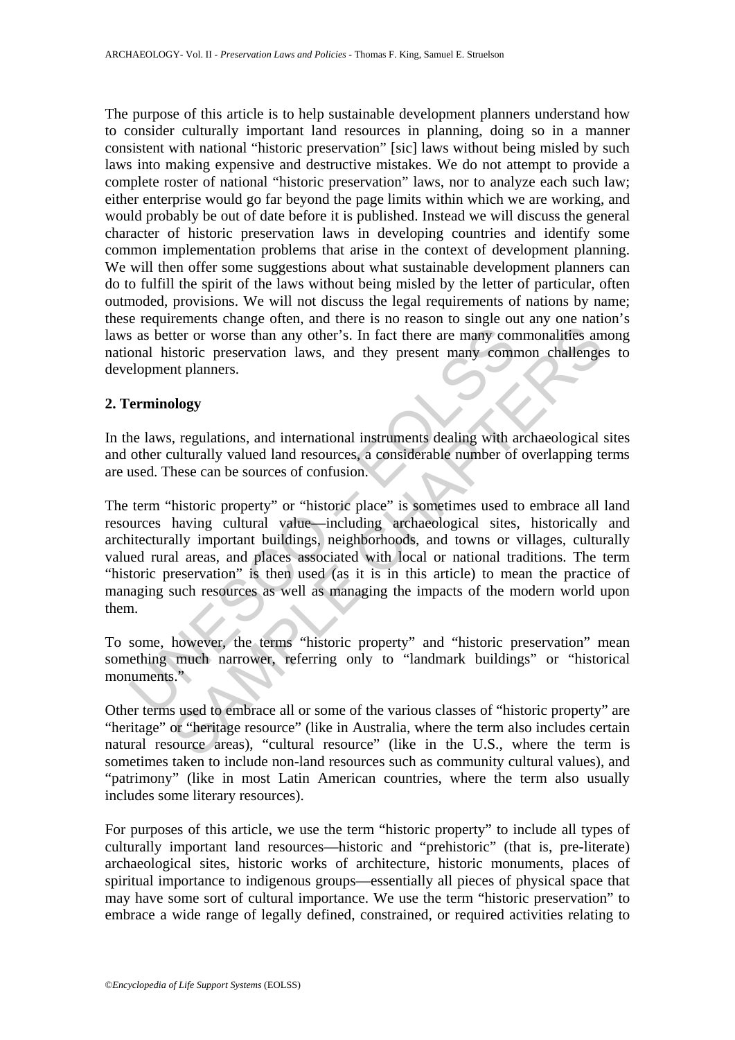The purpose of this article is to help sustainable development planners understand how to consider culturally important land resources in planning, doing so in a manner consistent with national "historic preservation" [sic] laws without being misled by such laws into making expensive and destructive mistakes. We do not attempt to provide a complete roster of national "historic preservation" laws, nor to analyze each such law; either enterprise would go far beyond the page limits within which we are working, and would probably be out of date before it is published. Instead we will discuss the general character of historic preservation laws in developing countries and identify some common implementation problems that arise in the context of development planning. We will then offer some suggestions about what sustainable development planners can do to fulfill the spirit of the laws without being misled by the letter of particular, often outmoded, provisions. We will not discuss the legal requirements of nations by name; these requirements change often, and there is no reason to single out any one nation's laws as better or worse than any other's. In fact there are many commonalities among national historic preservation laws, and they present many common challenges to development planners.

## 2. Terminology

In the laws, regulations, and international instruments dealing with archaeological sites and other culturally valued land resources, a considerable number of overlapping terms are used. These can be sources of confusion.

The term "historic property" or "historic place" is sometimes used to embrace all land resources having cultural value—including archaeological sites, historically and architecturally important buildings, neighborhoods, and towns or villages, culturally valued rural areas, and places associated with local or national traditions. The term "historic preservation" is then used (as it is in this article) to mean the practice of managing such resources as well as managing the impacts of the modern world upon them.

To some, however, the terms "historic property" and "historic preservation" mean something much narrower, referring only to "landmark buildings" or "historical monuments."

Other terms used to embrace all or some of the various classes of "historic property" are "heritage" or "heritage resource" (like in Australia, where the term also includes certain natural resource areas), "cultural resource" (like in the U.S., where the term is sometimes taken to include non-land resources such as community cultural values), and "patrimony" (like in most Latin American countries, where the term also usually includes some literary resources).

For purposes of this article, we use the term "historic property" to include all types of culturally important land resources—historic and "prehistoric" (that is, pre-literate) archaeological sites, historic works of architecture, historic monuments, places of spiritual importance to indigenous groups—essentially all pieces of physical space that may have some sort of cultural importance. We use the term "historic preservation" to embrace a wide range of legally defined, constrained, or required activities relating to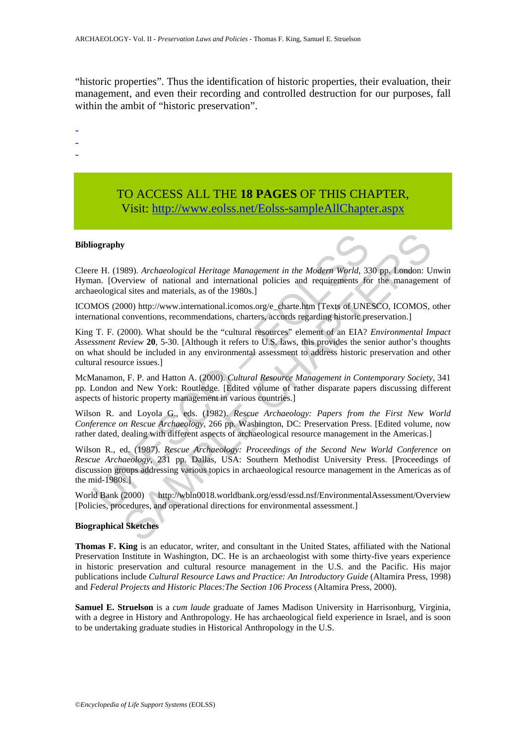"historic properties". Thus the identification of historic properties, their evaluation, their management, and even their recording and controlled destruction for our purposes, fall within the ambit of "historic preservation".

-
-
-

TO ACCESS ALL THE **18 PAGES** OF THIS CHAPTER,
Visit: http://www.eolss.net/Eolss-sampleAllChapter.aspx

**Bibliography**

Cleere H. (1989). *Archaeological Heritage Management in the Modern World*, 330 pp. London: Unwin Hyman. [Overview of national and international policies and requirements for the management of archaeological sites and materials, as of the 1980s.]

ICOMOS (2000) http://www.international.icomos.org/e_charte.htm [Texts of UNESCO, ICOMOS, other international conventions, recommendations, charters, accords regarding historic preservation.]

King T. F. (2000). What should be the "cultural resources" element of an EIA? *Environmental Impact Assessment Review* **20**, 5-30. [Although it refers to U.S. laws, this provides the senior author's thoughts on what should be included in any environmental assessment to address historic preservation and other cultural resource issues.]

McManamon, F. P. and Hatton A. (2000). *Cultural Resource Management in Contemporary Society*, 341 pp. London and New York: Routledge. [Edited volume of rather disparate papers discussing different aspects of historic property management in various countries.]

Wilson R. and Loyola G., eds. (1982). *Rescue Archaeology: Papers from the First New World Conference on Rescue Archaeology*, 266 pp. Washington, DC: Preservation Press. [Edited volume, now rather dated, dealing with different aspects of archaeological resource management in the Americas.]

Wilson R., ed. (1987). *Rescue Archaeology: Proceedings of the Second New World Conference on Rescue Archaeology*, 231 pp. Dallas, USA: Southern Methodist University Press. [Proceedings of discussion groups addressing various topics in archaeological resource management in the Americas as of the mid-1980s.]

World Bank (2000) http://wbln0018.worldbank.org/essd/essd.nsf/EnvironmentalAssessment/Overview [Policies, procedures, and operational directions for environmental assessment.]

**Biographical Sketches**

**Thomas F. King** is an educator, writer, and consultant in the United States, affiliated with the National Preservation Institute in Washington, DC. He is an archaeologist with some thirty-five years experience in historic preservation and cultural resource management in the U.S. and the Pacific. His major publications include *Cultural Resource Laws and Practice: An Introductory Guide* (Altamira Press, 1998) and *Federal Projects and Historic Places:The Section 106 Process* (Altamira Press, 2000).

**Samuel E. Struelson** is a *cum laude* graduate of James Madison University in Harrisonburg, Virginia, with a degree in History and Anthropology. He has archaeological field experience in Israel, and is soon to be undertaking graduate studies in Historical Anthropology in the U.S.